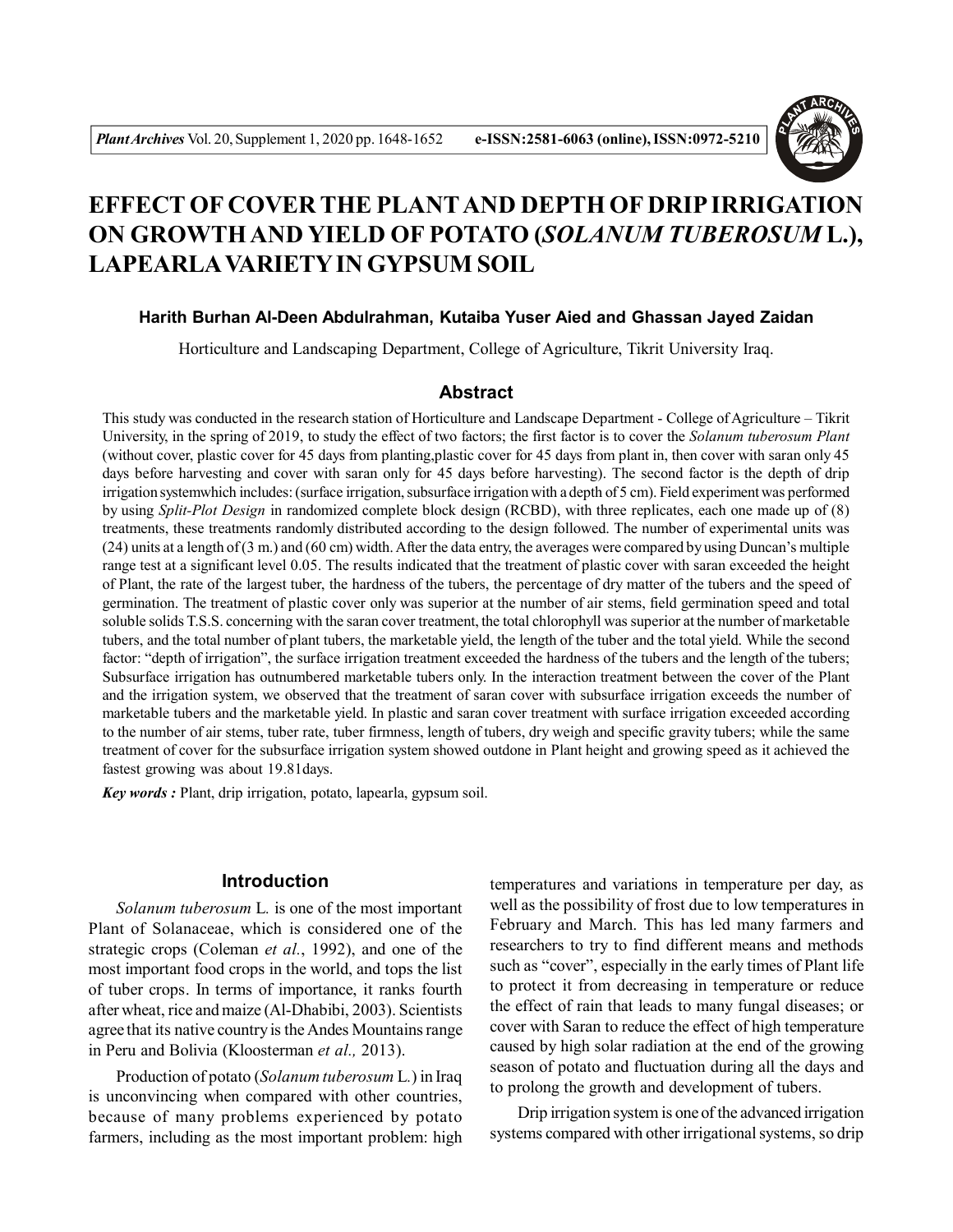# EFFECT OF COVER THE PLANT AND DEPTH OF DRIP IRRIGATION ON GROWTH AND YIELD OF POTATO (*SOLANUM TUBEROSUM* L.), LAPEARLA VARIETY IN GYPSUM SOIL

**Harith Burhan Al-Deen Abdulrahman, Kutaiba Yuser Aied and Ghassan Jayed Zaidan**

Horticulture and Landscaping Department, College of Agriculture, Tikrit University Iraq.

## Abstract

This study was conducted in the research station of Horticulture and Landscape Department - College of Agriculture – Tikrit University, in the spring of 2019, to study the effect of two factors; the first factor is to cover the *Solanum tuberosum Plant* (without cover, plastic cover for 45 days from planting,plastic cover for 45 days from plant in, then cover with saran only 45 days before harvesting and cover with saran only for 45 days before harvesting). The second factor is the depth of drip irrigation systemwhich includes: (surface irrigation, subsurface irrigation with a depth of 5 cm). Field experiment was performed by using *Split-Plot Design* in randomized complete block design (RCBD), with three replicates, each one made up of (8) treatments, these treatments randomly distributed according to the design followed. The number of experimental units was (24) units at a length of (3 m.) and (60 cm) width. After the data entry, the averages were compared by using Duncan's multiple range test at a significant level 0.05. The results indicated that the treatment of plastic cover with saran exceeded the height of Plant, the rate of the largest tuber, the hardness of the tubers, the percentage of dry matter of the tubers and the speed of germination. The treatment of plastic cover only was superior at the number of air stems, field germination speed and total soluble solids T.S.S. concerning with the saran cover treatment, the total chlorophyll was superior at the number of marketable tubers, and the total number of plant tubers, the marketable yield, the length of the tuber and the total yield. While the second factor: "depth of irrigation", the surface irrigation treatment exceeded the hardness of the tubers and the length of the tubers; Subsurface irrigation has outnumbered marketable tubers only. In the interaction treatment between the cover of the Plant and the irrigation system, we observed that the treatment of saran cover with subsurface irrigation exceeds the number of marketable tubers and the marketable yield. In plastic and saran cover treatment with surface irrigation exceeded according to the number of air stems, tuber rate, tuber firmness, length of tubers, dry weigh and specific gravity tubers; while the same treatment of cover for the subsurface irrigation system showed outdone in Plant height and growing speed as it achieved the fastest growing was about 19.81days.

***Key words :*** Plant, drip irrigation, potato, lapearla, gypsum soil.

## Introduction

*Solanum tuberosum* L. is one of the most important Plant of Solanaceae, which is considered one of the strategic crops (Coleman *et al.*, 1992), and one of the most important food crops in the world, and tops the list of tuber crops. In terms of importance, it ranks fourth after wheat, rice and maize (Al-Dhabibi, 2003). Scientists agree that its native country is the Andes Mountains range in Peru and Bolivia (Kloosterman *et al.,* 2013).

Production of potato (*Solanum tuberosum* L.) in Iraq is unconvincing when compared with other countries, because of many problems experienced by potato farmers, including as the most important problem: high temperatures and variations in temperature per day, as well as the possibility of frost due to low temperatures in February and March. This has led many farmers and researchers to try to find different means and methods such as "cover", especially in the early times of Plant life to protect it from decreasing in temperature or reduce the effect of rain that leads to many fungal diseases; or cover with Saran to reduce the effect of high temperature caused by high solar radiation at the end of the growing season of potato and fluctuation during all the days and to prolong the growth and development of tubers.

Drip irrigation system is one of the advanced irrigation systems compared with other irrigational systems, so drip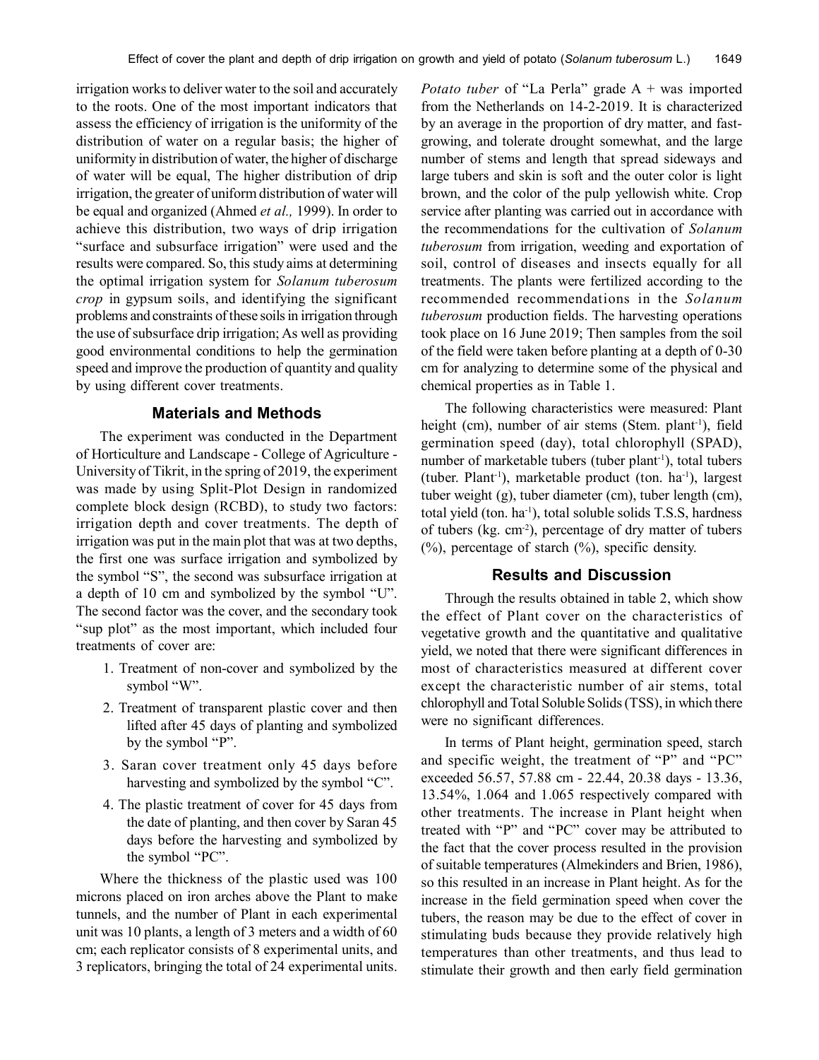irrigation works to deliver water to the soil and accurately to the roots. One of the most important indicators that assess the efficiency of irrigation is the uniformity of the distribution of water on a regular basis; the higher of uniformity in distribution of water, the higher of discharge of water will be equal, The higher distribution of drip irrigation, the greater of uniform distribution of water will be equal and organized (Ahmed *et al.,* 1999). In order to achieve this distribution, two ways of drip irrigation "surface and subsurface irrigation" were used and the results were compared. So, this study aims at determining the optimal irrigation system for *Solanum tuberosum crop* in gypsum soils, and identifying the significant problems and constraints of these soils in irrigation through the use of subsurface drip irrigation; As well as providing good environmental conditions to help the germination speed and improve the production of quantity and quality by using different cover treatments.

## Materials and Methods

The experiment was conducted in the Department of Horticulture and Landscape - College of Agriculture - University of Tikrit, in the spring of 2019, the experiment was made by using Split-Plot Design in randomized complete block design (RCBD), to study two factors: irrigation depth and cover treatments. The depth of irrigation was put in the main plot that was at two depths, the first one was surface irrigation and symbolized by the symbol "S", the second was subsurface irrigation at a depth of 10 cm and symbolized by the symbol "U". The second factor was the cover, and the secondary took "sup plot" as the most important, which included four treatments of cover are:

1. Treatment of non-cover and symbolized by the symbol "W".
2. Treatment of transparent plastic cover and then lifted after 45 days of planting and symbolized by the symbol "P".
3. Saran cover treatment only 45 days before harvesting and symbolized by the symbol "C".
4. The plastic treatment of cover for 45 days from the date of planting, and then cover by Saran 45 days before the harvesting and symbolized by the symbol "PC".

Where the thickness of the plastic used was 100 microns placed on iron arches above the Plant to make tunnels, and the number of Plant in each experimental unit was 10 plants, a length of 3 meters and a width of 60 cm; each replicator consists of 8 experimental units, and 3 replicators, bringing the total of 24 experimental units.

*Potato tuber* of "La Perla" grade A + was imported from the Netherlands on 14-2-2019. It is characterized by an average in the proportion of dry matter, and fast-growing, and tolerate drought somewhat, and the large number of stems and length that spread sideways and large tubers and skin is soft and the outer color is light brown, and the color of the pulp yellowish white. Crop service after planting was carried out in accordance with the recommendations for the cultivation of *Solanum tuberosum* from irrigation, weeding and exportation of soil, control of diseases and insects equally for all treatments. The plants were fertilized according to the recommended recommendations in the *Solanum tuberosum* production fields. The harvesting operations took place on 16 June 2019; Then samples from the soil of the field were taken before planting at a depth of 0-30 cm for analyzing to determine some of the physical and chemical properties as in Table 1.

The following characteristics were measured: Plant height (cm), number of air stems (Stem. plant$^{-1}$), field germination speed (day), total chlorophyll (SPAD), number of marketable tubers (tuber plant$^{-1}$), total tubers (tuber. Plant$^{-1}$), marketable product (ton. ha$^{-1}$), largest tuber weight (g), tuber diameter (cm), tuber length (cm), total yield (ton. ha$^{-1}$), total soluble solids T.S.S, hardness of tubers (kg. cm$^{-2}$), percentage of dry matter of tubers (%), percentage of starch (%), specific density.

## Results and Discussion

Through the results obtained in table 2, which show the effect of Plant cover on the characteristics of vegetative growth and the quantitative and qualitative yield, we noted that there were significant differences in most of characteristics measured at different cover except the characteristic number of air stems, total chlorophyll and Total Soluble Solids (TSS), in which there were no significant differences.

In terms of Plant height, germination speed, starch and specific weight, the treatment of "P" and "PC" exceeded 56.57, 57.88 cm - 22.44, 20.38 days - 13.36, 13.54%, 1.064 and 1.065 respectively compared with other treatments. The increase in Plant height when treated with "P" and "PC" cover may be attributed to the fact that the cover process resulted in the provision of suitable temperatures (Almekinders and Brien, 1986), so this resulted in an increase in Plant height. As for the increase in the field germination speed when cover the tubers, the reason may be due to the effect of cover in stimulating buds because they provide relatively high temperatures than other treatments, and thus lead to stimulate their growth and then early field germination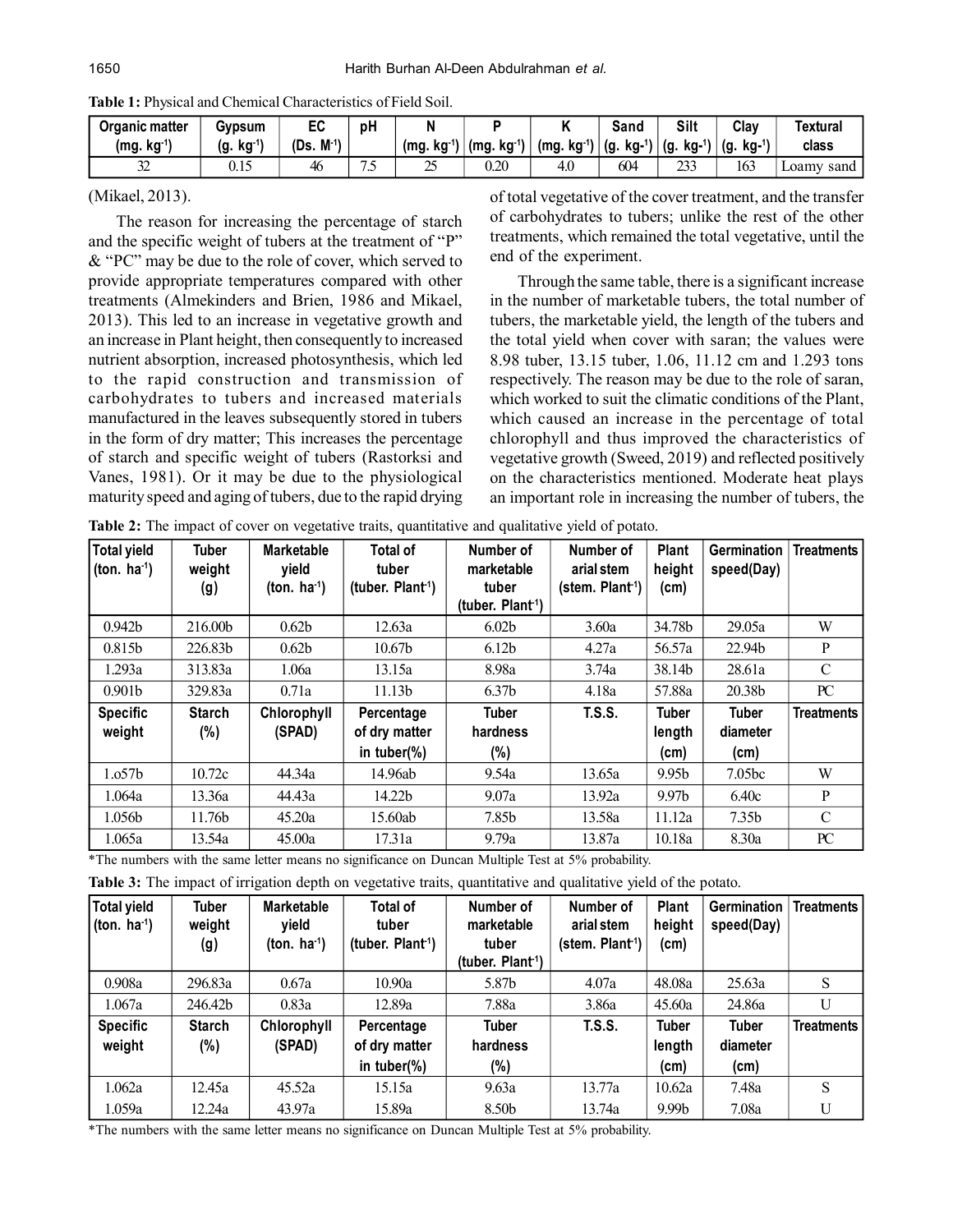**Table 1:** Physical and Chemical Characteristics of Field Soil.

| Organic matter (mg. kg$^{-1}$) | Gypsum (g. kg$^{-1}$) | EC (Ds. M$^{-1}$) | pH | N (mg. kg$^{-1}$) | P (mg. kg$^{-1}$) | K (mg. kg$^{-1}$) | Sand (g. kg-$^{1}$) | Silt (g. kg-$^{1}$) | Clay (g. kg-$^{1}$) | Textural class |
|---|---|---|---|---|---|---|---|---|---|---|
| 32 | 0.15 | 46 | 7.5 | 25 | 0.20 | 4.0 | 604 | 233 | 163 | Loamy sand |

(Mikael, 2013).

The reason for increasing the percentage of starch and the specific weight of tubers at the treatment of "P" & "PC" may be due to the role of cover, which served to provide appropriate temperatures compared with other treatments (Almekinders and Brien, 1986 and Mikael, 2013). This led to an increase in vegetative growth and an increase in Plant height, then consequently to increased nutrient absorption, increased photosynthesis, which led to the rapid construction and transmission of carbohydrates to tubers and increased materials manufactured in the leaves subsequently stored in tubers in the form of dry matter; This increases the percentage of starch and specific weight of tubers (Rastorksi and Vanes, 1981). Or it may be due to the physiological maturity speed and aging of tubers, due to the rapid drying of total vegetative of the cover treatment, and the transfer of carbohydrates to tubers; unlike the rest of the other treatments, which remained the total vegetative, until the end of the experiment.

Through the same table, there is a significant increase in the number of marketable tubers, the total number of tubers, the marketable yield, the length of the tubers and the total yield when cover with saran; the values were 8.98 tuber, 13.15 tuber, 1.06, 11.12 cm and 1.293 tons respectively. The reason may be due to the role of saran, which worked to suit the climatic conditions of the Plant, which caused an increase in the percentage of total chlorophyll and thus improved the characteristics of vegetative growth (Sweed, 2019) and reflected positively on the characteristics mentioned. Moderate heat plays an important role in increasing the number of tubers, the

**Table 2:** The impact of cover on vegetative traits, quantitative and qualitative yield of potato.

| Total yield (ton. ha$^{-1}$) | Tuber weight (g) | Marketable yield (ton. ha$^{-1}$) | Total of tuber (tuber. Plant$^{-1}$) | Number of marketable tuber (tuber. Plant$^{-1}$) | Number of arial stem (stem. Plant$^{-1}$) | Plant height (cm) | Germination speed(Day) | Treatments |
|---|---|---|---|---|---|---|---|---|
| 0.942b | 216.00b | 0.62b | 12.63a | 6.02b | 3.60a | 34.78b | 29.05a | W |
| 0.815b | 226.83b | 0.62b | 10.67b | 6.12b | 4.27a | 56.57a | 22.94b | P |
| 1.293a | 313.83a | 1.06a | 13.15a | 8.98a | 3.74a | 38.14b | 28.61a | C |
| 0.901b | 329.83a | 0.71a | 11.13b | 6.37b | 4.18a | 57.88a | 20.38b | PC |
| **Specific weight** | **Starch (%)** | **Chlorophyll (SPAD)** | **Percentage of dry matter in tuber(%)** | **Tuber hardness (%)** | **T.S.S.** | **Tuber length (cm)** | **Tuber diameter (cm)** | **Treatments** |
| 1.o57b | 10.72c | 44.34a | 14.96ab | 9.54a | 13.65a | 9.95b | 7.05bc | W |
| 1.064a | 13.36a | 44.43a | 14.22b | 9.07a | 13.92a | 9.97b | 6.40c | P |
| 1.056b | 11.76b | 45.20a | 15.60ab | 7.85b | 13.58a | 11.12a | 7.35b | C |
| 1.065a | 13.54a | 45.00a | 17.31a | 9.79a | 13.87a | 10.18a | 8.30a | PC |

*The numbers with the same letter means no significance on Duncan Multiple Test at 5% probability.

**Table 3:** The impact of irrigation depth on vegetative traits, quantitative and qualitative yield of the potato.

| Total yield (ton. ha$^{-1}$) | Tuber weight (g) | Marketable yield (ton. ha$^{-1}$) | Total of tuber (tuber. Plant$^{-1}$) | Number of marketable tuber (tuber. Plant$^{-1}$) | Number of arial stem (stem. Plant$^{-1}$) | Plant height (cm) | Germination speed(Day) | Treatments |
|---|---|---|---|---|---|---|---|---|
| 0.908a | 296.83a | 0.67a | 10.90a | 5.87b | 4.07a | 48.08a | 25.63a | S |
| 1.067a | 246.42b | 0.83a | 12.89a | 7.88a | 3.86a | 45.60a | 24.86a | U |
| **Specific weight** | **Starch (%)** | **Chlorophyll (SPAD)** | **Percentage of dry matter in tuber(%)** | **Tuber hardness (%)** | **T.S.S.** | **Tuber length (cm)** | **Tuber diameter (cm)** | **Treatments** |
| 1.062a | 12.45a | 45.52a | 15.15a | 9.63a | 13.77a | 10.62a | 7.48a | S |
| 1.059a | 12.24a | 43.97a | 15.89a | 8.50b | 13.74a | 9.99b | 7.08a | U |

*The numbers with the same letter means no significance on Duncan Multiple Test at 5% probability.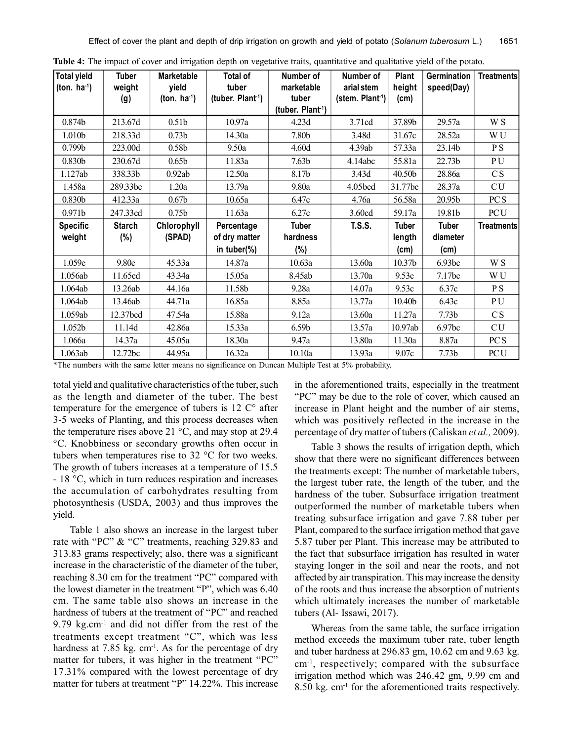**Table 4:** The impact of cover and irrigation depth on vegetative traits, quantitative and qualitative yield of the potato.

| Total yield (ton. $ha^{-1}$) | Tuber weight (g) | Marketable yield (ton. $ha^{-1}$) | Total of tuber (tuber. $Plant^{-1}$) | Number of marketable tuber (tuber. $Plant^{-1}$) | Number of arial stem (stem. $Plant^{-1}$) | Plant height (cm) | Germination speed(Day) | Treatments |
|---|---|---|---|---|---|---|---|---|
| 0.874b | 213.67d | 0.51b | 10.97a | 4.23d | 3.71cd | 37.89b | 29.57a | W S |
| 1.010b | 218.33d | 0.73b | 14.30a | 7.80b | 3.48d | 31.67c | 28.52a | W U |
| 0.799b | 223.00d | 0.58b | 9.50a | 4.60d | 4.39ab | 57.33a | 23.14b | P S |
| 0.830b | 230.67d | 0.65b | 11.83a | 7.63b | 4.14abc | 55.81a | 22.73b | P U |
| 1.127ab | 338.33b | 0.92ab | 12.50a | 8.17b | 3.43d | 40.50b | 28.86a | C S |
| 1.458a | 289.33bc | 1.20a | 13.79a | 9.80a | 4.05bcd | 31.77bc | 28.37a | C U |
| 0.830b | 412.33a | 0.67b | 10.65a | 6.47c | 4.76a | 56.58a | 20.95b | PC S |
| 0.971b | 247.33cd | 0.75b | 11.63a | 6.27c | 3.60cd | 59.17a | 19.81b | PC U |
| **Specific weight** | **Starch (%)** | **Chlorophyll (SPAD)** | **Percentage of dry matter in tuber(%)** | **Tuber hardness (%)** | **T.S.S.** | **Tuber length (cm)** | **Tuber diameter (cm)** | **Treatments** |
| 1.059e | 9.80e | 45.33a | 14.87a | 10.63a | 13.60a | 10.37b | 6.93bc | W S |
| 1.056ab | 11.65cd | 43.34a | 15.05a | 8.45ab | 13.70a | 9.53c | 7.17bc | W U |
| 1.064ab | 13.26ab | 44.16a | 11.58b | 9.28a | 14.07a | 9.53c | 6.37c | P S |
| 1.064ab | 13.46ab | 44.71a | 16.85a | 8.85a | 13.77a | 10.40b | 6.43c | P U |
| 1.059ab | 12.37bcd | 47.54a | 15.88a | 9.12a | 13.60a | 11.27a | 7.73b | C S |
| 1.052b | 11.14d | 42.86a | 15.33a | 6.59b | 13.57a | 10.97ab | 6.97bc | C U |
| 1.066a | 14.37a | 45.05a | 18.30a | 9.47a | 13.80a | 11.30a | 8.87a | PC S |
| 1.063ab | 12.72bc | 44.95a | 16.32a | 10.10a | 13.93a | 9.07c | 7.73b | PC U |

*The numbers with the same letter means no significance on Duncan Multiple Test at 5% probability.

total yield and qualitative characteristics of the tuber, such as the length and diameter of the tuber. The best temperature for the emergence of tubers is 12 C° after 3-5 weeks of Planting, and this process decreases when the temperature rises above 21 °C, and may stop at 29.4 °C. Knobbiness or secondary growths often occur in tubers when temperatures rise to 32 °C for two weeks. The growth of tubers increases at a temperature of 15.5 - 18 °C, which in turn reduces respiration and increases the accumulation of carbohydrates resulting from photosynthesis (USDA, 2003) and thus improves the yield.

Table 1 also shows an increase in the largest tuber rate with "PC" & "C" treatments, reaching 329.83 and 313.83 grams respectively; also, there was a significant increase in the characteristic of the diameter of the tuber, reaching 8.30 cm for the treatment "PC" compared with the lowest diameter in the treatment "P", which was 6.40 cm. The same table also shows an increase in the hardness of tubers at the treatment of "PC" and reached 9.79 kg.$cm^{-1}$ and did not differ from the rest of the treatments except treatment "C", which was less hardness at 7.85 kg. $cm^{-1}$. As for the percentage of dry matter for tubers, it was higher in the treatment "PC" 17.31% compared with the lowest percentage of dry matter for tubers at treatment "P" 14.22%. This increase in the aforementioned traits, especially in the treatment "PC" may be due to the role of cover, which caused an increase in Plant height and the number of air stems, which was positively reflected in the increase in the percentage of dry matter of tubers (Caliskan *et al.,* 2009).

Table 3 shows the results of irrigation depth, which show that there were no significant differences between the treatments except: The number of marketable tubers, the largest tuber rate, the length of the tuber, and the hardness of the tuber. Subsurface irrigation treatment outperformed the number of marketable tubers when treating subsurface irrigation and gave 7.88 tuber per Plant, compared to the surface irrigation method that gave 5.87 tuber per Plant. This increase may be attributed to the fact that subsurface irrigation has resulted in water staying longer in the soil and near the roots, and not affected by air transpiration. This may increase the density of the roots and thus increase the absorption of nutrients which ultimately increases the number of marketable tubers (Al- Issawi, 2017).

Whereas from the same table, the surface irrigation method exceeds the maximum tuber rate, tuber length and tuber hardness at 296.83 gm, 10.62 cm and 9.63 kg. $cm^{-1}$, respectively; compared with the subsurface irrigation method which was 246.42 gm, 9.99 cm and 8.50 kg. $cm^{-1}$ for the aforementioned traits respectively.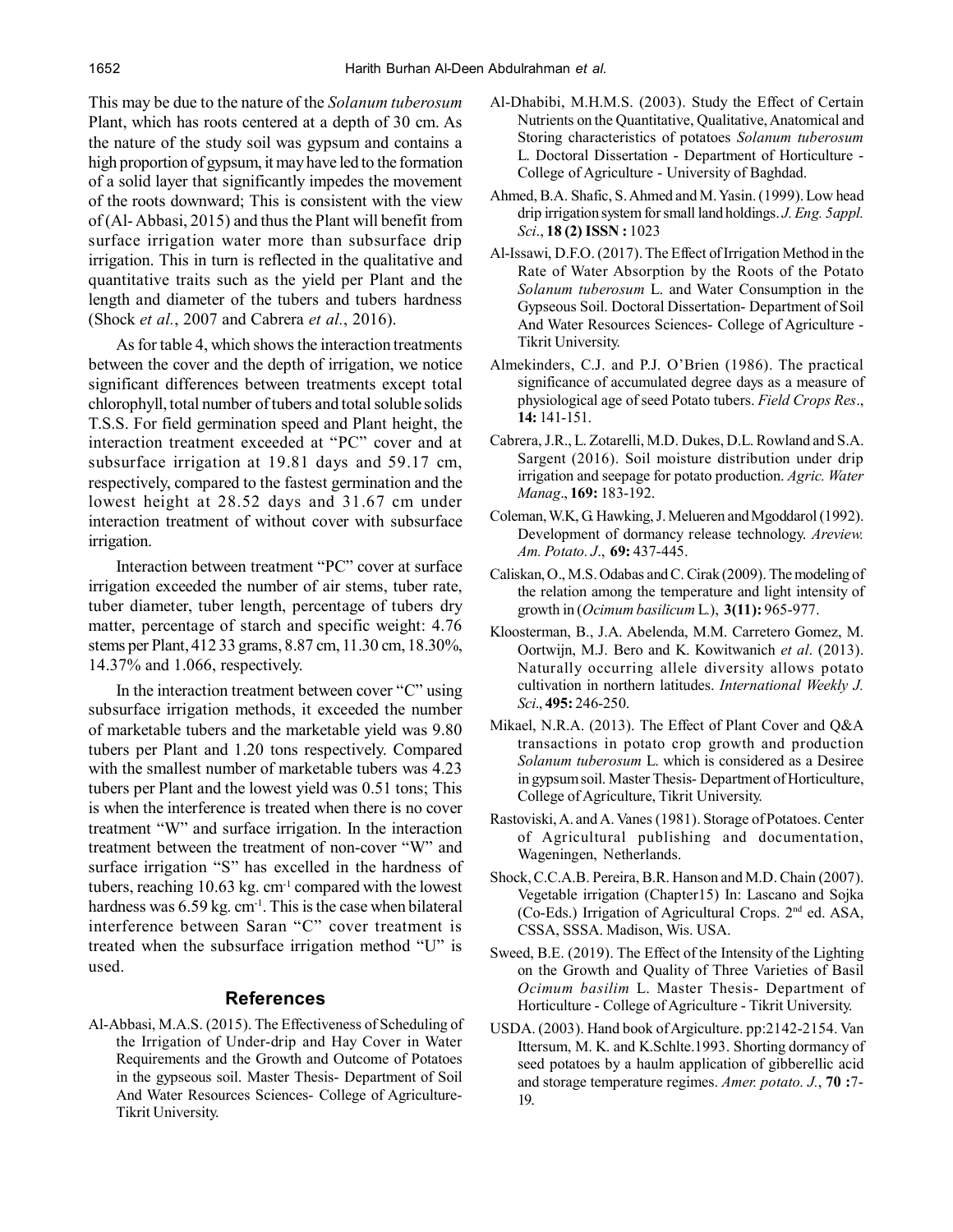This may be due to the nature of the *Solanum tuberosum* Plant, which has roots centered at a depth of 30 cm. As the nature of the study soil was gypsum and contains a high proportion of gypsum, it may have led to the formation of a solid layer that significantly impedes the movement of the roots downward; This is consistent with the view of (Al- Abbasi, 2015) and thus the Plant will benefit from surface irrigation water more than subsurface drip irrigation. This in turn is reflected in the qualitative and quantitative traits such as the yield per Plant and the length and diameter of the tubers and tubers hardness (Shock *et al.*, 2007 and Cabrera *et al.*, 2016).

As for table 4, which shows the interaction treatments between the cover and the depth of irrigation, we notice significant differences between treatments except total chlorophyll, total number of tubers and total soluble solids T.S.S. For field germination speed and Plant height, the interaction treatment exceeded at "PC" cover and at subsurface irrigation at 19.81 days and 59.17 cm, respectively, compared to the fastest germination and the lowest height at 28.52 days and 31.67 cm under interaction treatment of without cover with subsurface irrigation.

Interaction between treatment "PC" cover at surface irrigation exceeded the number of air stems, tuber rate, tuber diameter, tuber length, percentage of tubers dry matter, percentage of starch and specific weight: 4.76 stems per Plant, 412 33 grams, 8.87 cm, 11.30 cm, 18.30%, 14.37% and 1.066, respectively.

In the interaction treatment between cover "C" using subsurface irrigation methods, it exceeded the number of marketable tubers and the marketable yield was 9.80 tubers per Plant and 1.20 tons respectively. Compared with the smallest number of marketable tubers was 4.23 tubers per Plant and the lowest yield was 0.51 tons; This is when the interference is treated when there is no cover treatment "W" and surface irrigation. In the interaction treatment between the treatment of non-cover "W" and surface irrigation "S" has excelled in the hardness of tubers, reaching 10.63 kg. $cm^{-1}$ compared with the lowest hardness was 6.59 kg. $cm^{-1}$. This is the case when bilateral interference between Saran "C" cover treatment is treated when the subsurface irrigation method "U" is used.

## References

Al-Abbasi, M.A.S. (2015). The Effectiveness of Scheduling of the Irrigation of Under-drip and Hay Cover in Water Requirements and the Growth and Outcome of Potatoes in the gypseous soil. Master Thesis- Department of Soil And Water Resources Sciences- College of Agriculture- Tikrit University.

Al-Dhabibi, M.H.M.S. (2003). Study the Effect of Certain Nutrients on the Quantitative, Qualitative, Anatomical and Storing characteristics of potatoes *Solanum tuberosum* L. Doctoral Dissertation - Department of Horticulture - College of Agriculture - University of Baghdad.

Ahmed, B.A. Shafic, S. Ahmed and M. Yasin. (1999). Low head drip irrigation system for small land holdings. *J. Eng. 5appl. Sci*., **18 (2) ISSN :** 1023

Al-Issawi, D.F.O. (2017). The Effect of Irrigation Method in the Rate of Water Absorption by the Roots of the Potato *Solanum tuberosum* L. and Water Consumption in the Gypseous Soil. Doctoral Dissertation- Department of Soil And Water Resources Sciences- College of Agriculture - Tikrit University.

Almekinders, C.J. and P.J. O'Brien (1986). The practical significance of accumulated degree days as a measure of physiological age of seed Potato tubers. *Field Crops Res*., **14:** 141-151.

Cabrera, J.R., L. Zotarelli, M.D. Dukes, D.L. Rowland and S.A. Sargent (2016). Soil moisture distribution under drip irrigation and seepage for potato production. *Agric. Water Manag*., **169:** 183-192.

Coleman, W.K, G. Hawking, J. Melueren and Mgoddarol (1992). Development of dormancy release technology. *Areview. Am. Potato. J*., **69:** 437-445.

Caliskan, O., M.S. Odabas and C. Cirak (2009). The modeling of the relation among the temperature and light intensity of growth in (*Ocimum basilicum* L.), **3(11):** 965-977.

Kloosterman, B., J.A. Abelenda, M.M. Carretero Gomez, M. Oortwijn, M.J. Bero and K. Kowitwanich *et al*. (2013). Naturally occurring allele diversity allows potato cultivation in northern latitudes. *International Weekly J. Sci*., **495:** 246-250.

Mikael, N.R.A. (2013). The Effect of Plant Cover and Q&A transactions in potato crop growth and production *Solanum tuberosum* L. which is considered as a Desiree in gypsum soil. Master Thesis- Department of Horticulture, College of Agriculture, Tikrit University.

Rastoviski, A. and A. Vanes (1981). Storage of Potatoes. Center of Agricultural publishing and documentation, Wageningen, Netherlands.

Shock, C.C.A.B. Pereira, B.R. Hanson and M.D. Chain (2007). Vegetable irrigation (Chapter15) In: Lascano and Sojka (Co-Eds.) Irrigation of Agricultural Crops. 2nd ed. ASA, CSSA, SSSA. Madison, Wis. USA.

Sweed, B.E. (2019). The Effect of the Intensity of the Lighting on the Growth and Quality of Three Varieties of Basil *Ocimum basilim* L. Master Thesis- Department of Horticulture - College of Agriculture - Tikrit University.

USDA. (2003). Hand book of Agriculture. pp:2142-2154. Van Ittersum, M. K. and K.Schlte.1993. Shorting dormancy of seed potatoes by a haulm application of gibberellic acid and storage temperature regimes. *Amer. potato. J.*, **70 :**7-19.